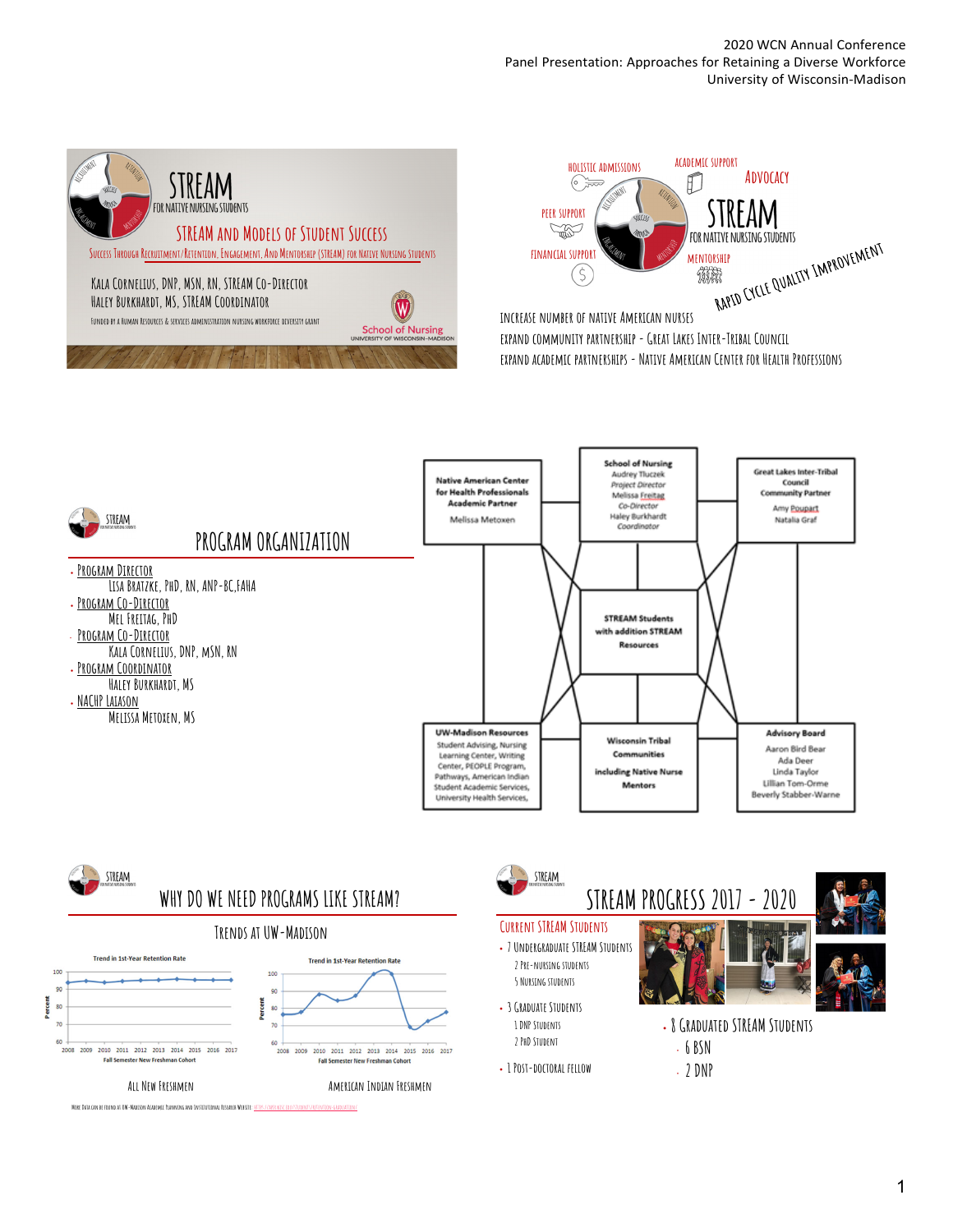# STREAM for Native Nursing Students

## STREAM and Models of Student Success

Success Through Recruitment/Retention, Engagement, And Mentorship (STREAM) for Native Nursing Students

Kala Cornelius, DNP, MSN, RN, STREAM Co-Director
Haley Burkhardt, MS, STREAM Coordinator

Funded by a Human Resources & Services Administration Nursing Workforce Diversity Grant

School of Nursing, University of Wisconsin-Madison

---

Holistic Admissions · Academic Support · Advocacy · Peer Support · Financial Support · Mentorship

STREAM for Native Nursing Students

Rapid Cycle Quality Improvement

- Increase number of Native American nurses
- Expand community partnership - Great Lakes Inter-Tribal Council
- Expand academic partnerships - Native American Center for Health Professions

---

## Program Organization

- Program Director
  Lisa Bratzke, PhD, RN, ANP-BC, FAHA
- Program Co-Director
  Mel Freitag, PhD
- Program Co-Director
  Kala Cornelius, DNP, MSN, RN
- Program Coordinator
  Haley Burkhardt, MS
- NACHP Laiason
  Melissa Metoxen, MS

**Native American Center for Health Professionals Academic Partner**
Melissa Metoxen

**School of Nursing**
Audrey Tluczek, *Project Director*
Melissa Freitag, *Co-Director*
Haley Burkhardt, *Coordinator*

**Great Lakes Inter-Tribal Council Community Partner**
Amy Poupart
Natalia Graf

**STREAM Students with addition STREAM Resources**

**UW-Madison Resources**
Student Advising, Nursing Learning Center, Writing Center, PEOPLE Program, Pathways, American Indian Student Academic Services, University Health Services,

**Wisconsin Tribal Communities including Native Nurse Mentors**

**Advisory Board**
Aaron Bird Bear
Ada Deer
Linda Taylor
Lillian Tom-Orme
Beverly Stabber-Warne

---

## Why Do We Need Programs Like STREAM?

### Trends at UW-Madison

Trend in 1st-Year Retention Rate (Percent; Fall Semester New Freshman Cohort, 2008–2017)

All New Freshmen

Trend in 1st-Year Retention Rate (Percent; Fall Semester New Freshman Cohort, 2008–2017)

American Indian Freshmen

More data can be found at UW-Madison Academic Planning and Institutional Research Website: https://apir.wisc.edu/students/retention-graduation/

---

## STREAM Progress 2017 - 2020

### Current STREAM Students

- 7 Undergraduate STREAM Students
  - 2 Pre-nursing students
  - 5 Nursing students
- 3 Graduate Students
  - 1 DNP students
  - 2 PhD student
- 1 Post-doctoral fellow

- 8 Graduated STREAM Students
  - 6 BSN
  - 2 DNP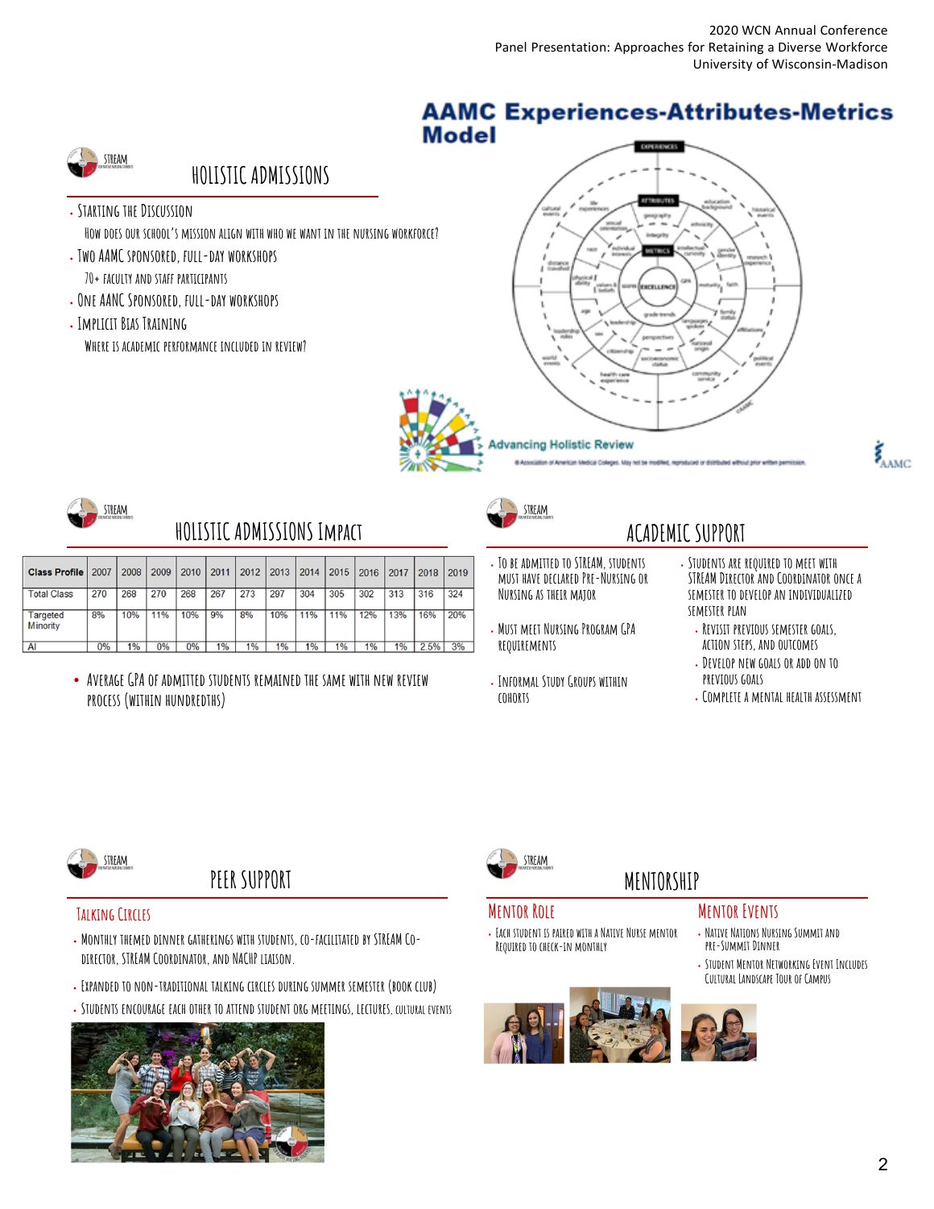## Holistic Admissions

- Starting the Discussion
  How does our school's mission align with who we want in the nursing workforce?
- Two AAMC sponsored, full-day workshops
  70+ faculty and staff participants
- One AANC Sponsored, full-day workshops
- Implicit Bias Training
  Where is academic performance included in review?

## AAMC Experiences-Attributes-Metrics Model

Advancing Holistic Review

## Holistic Admissions Impact

| Class Profile | 2007 | 2008 | 2009 | 2010 | 2011 | 2012 | 2013 | 2014 | 2015 | 2016 | 2017 | 2018 | 2019 |
|---|---|---|---|---|---|---|---|---|---|---|---|---|---|
| Total Class | 270 | 268 | 270 | 268 | 267 | 273 | 297 | 304 | 305 | 302 | 313 | 316 | 324 |
| Targeted Minority | 8% | 10% | 11% | 10% | 9% | 8% | 10% | 11% | 11% | 12% | 13% | 16% | 20% |
| AI | 0% | 1% | 0% | 0% | 1% | 1% | 1% | 1% | 1% | 1% | 1% | 2.5% | 3% |

- Average GPA of admitted students remained the same with new review process (within hundredths)

## Academic Support

- To be admitted to STREAM, students must have declared Pre-Nursing or Nursing as their major
- Must meet Nursing Program GPA requirements
- Informal Study Groups within cohorts
- Students are required to meet with STREAM Director and Coordinator once a semester to develop an individualized semester plan
  - Revisit previous semester goals, action steps, and outcomes
  - Develop new goals or add on to previous goals
  - Complete a mental health assessment

## Peer Support

### Talking Circles

- Monthly themed dinner gatherings with students, co-facilitated by STREAM Co-Director, STREAM Coordinator, and NACHP liaison.
- Expanded to non-traditional talking circles during summer semester (book club)
- Students encourage each other to attend student org meetings, lectures, cultural events

## Mentorship

### Mentor Role

- Each student is paired with a Native Nurse mentor required to check-in monthly

### Mentor Events

- Native Nations Nursing Summit and Pre-Summit Dinner
- Student Mentor Networking Event includes Cultural Landscape Tour of Campus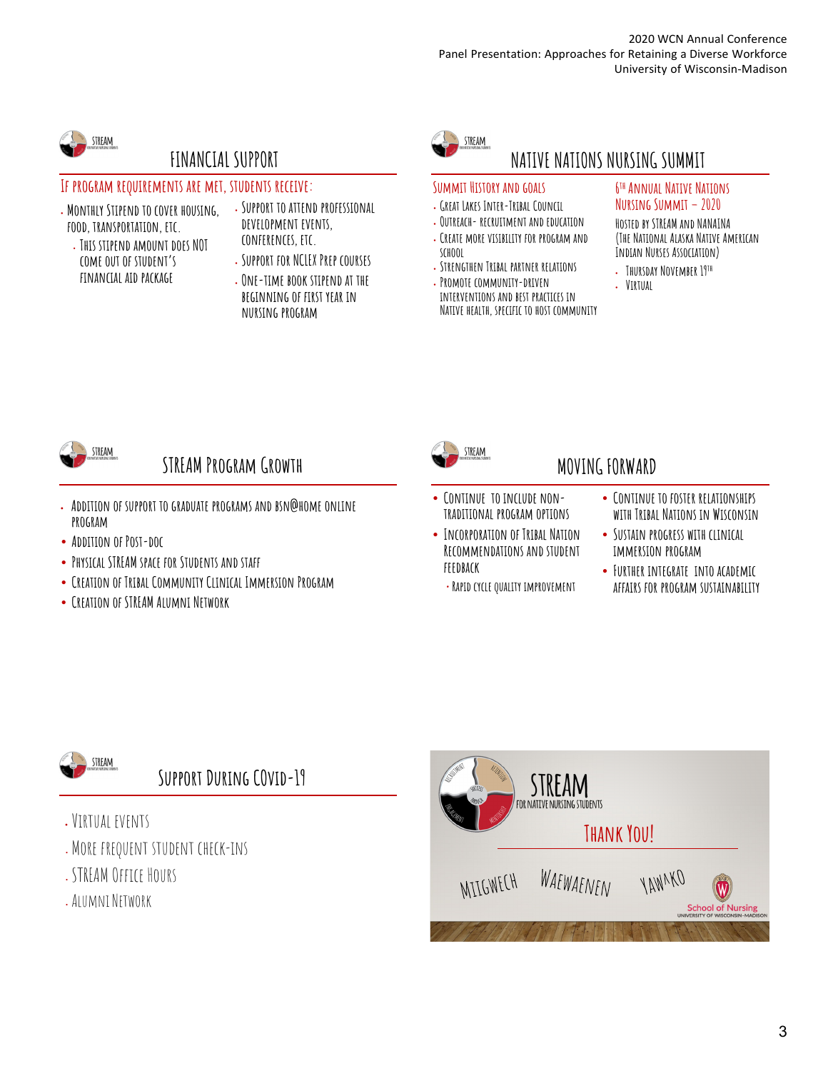## Financial Support

**If program requirements are met, students receive:**

- Monthly stipend to cover housing, food, transportation, etc.
  - This stipend amount does NOT come out of student's financial aid package
- Support to attend professional development events, conferences, etc.
- Support for NCLEX prep courses
- One-time book stipend at the beginning of first year in nursing program

## Native Nations Nursing Summit

**Summit History and Goals**

- Great Lakes Inter-Tribal Council
- Outreach- recruitment and education
- Create more visibility for program and school
- Strengthen Tribal partner relations
- Promote community-driven interventions and best practices in Native health, specific to host community

**6th Annual Native Nations Nursing Summit – 2020**

Hosted by STREAM and NANAINA (The National Alaska Native American Indian Nurses Association)

- Thursday November 19th
- Virtual

## STREAM Program Growth

- Addition of support to graduate programs and BSN@Home online program
- Addition of Post-Doc
- Physical STREAM space for students and staff
- Creation of Tribal Community Clinical Immersion Program
- Creation of STREAM Alumni Network

## Moving Forward

- Continue to include non-traditional program options
- Incorporation of Tribal Nation recommendations and student feedback
  - Rapid cycle quality improvement
- Continue to foster relationships with Tribal Nations in Wisconsin
- Sustain progress with clinical immersion program
- Further integrate into academic affairs for program sustainability

## Support During COVID-19

- Virtual events
- More frequent student check-ins
- STREAM Office Hours
- Alumni Network

## STREAM for Native Nursing Students

Recruitment · Retention · Success · Engagement · Involvement

**Thank You!**

Miigwech · Waewaenen · Yawako

School of Nursing, University of Wisconsin-Madison